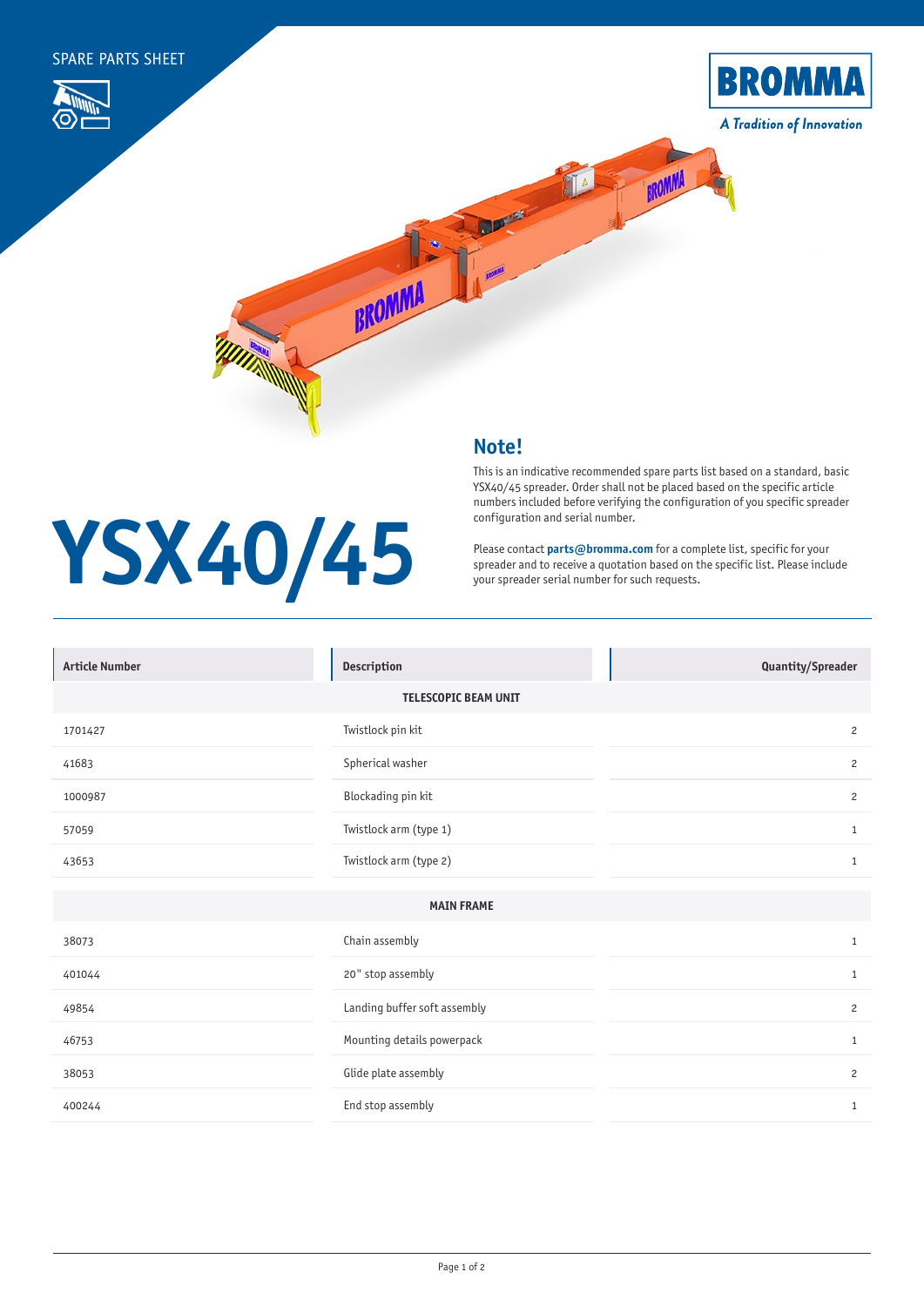SPARE PARTS SHEET

BROMMA

*A Tradition of Innovation*

# YSX40/45

## Note!

This is an indicative recommended spare parts list based on a standard, basic YSX40/45 spreader. Order shall not be placed based on the specific article numbers included before verifying the configuration of you specific spreader configuration and serial number.

Please contact **parts@bromma.com** for a complete list, specific for your spreader and to receive a quotation based on the specific list. Please include your spreader serial number for such requests.

| Article Number | Description | Quantity/Spreader |
|---|---|---|
| | **TELESCOPIC BEAM UNIT** | |
| 1701427 | Twistlock pin kit | 2 |
| 41683 | Spherical washer | 2 |
| 1000987 | Blockading pin kit | 2 |
| 57059 | Twistlock arm (type 1) | 1 |
| 43653 | Twistlock arm (type 2) | 1 |
| | **MAIN FRAME** | |
| 38073 | Chain assembly | 1 |
| 401044 | 20" stop assembly | 1 |
| 49854 | Landing buffer soft assembly | 2 |
| 46753 | Mounting details powerpack | 1 |
| 38053 | Glide plate assembly | 2 |
| 400244 | End stop assembly | 1 |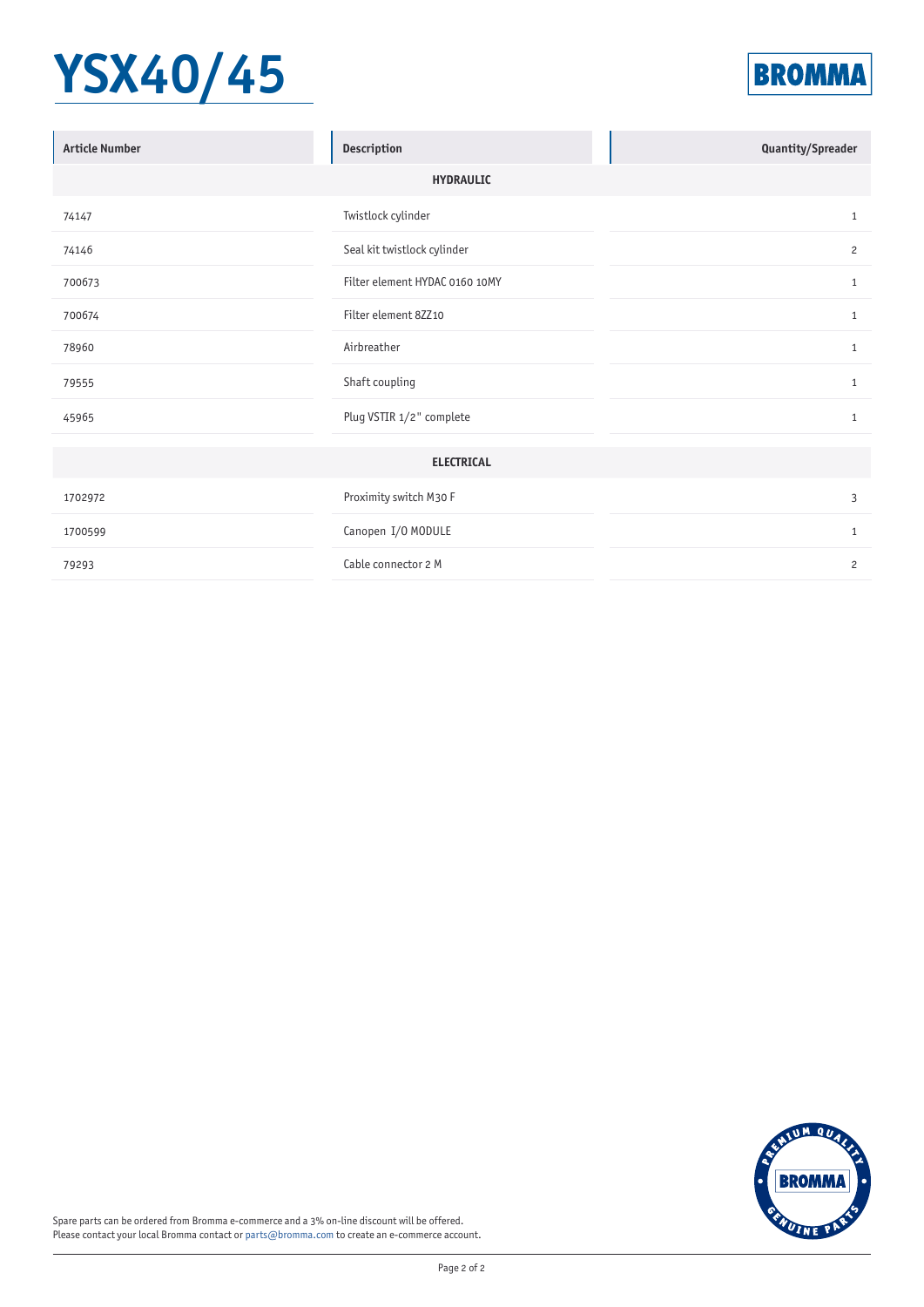# YSX40/45

BROMMA

| Article Number | Description | Quantity/Spreader |
| --- | --- | --- |
| | **HYDRAULIC** | |
| 74147 | Twistlock cylinder | 1 |
| 74146 | Seal kit twistlock cylinder | 2 |
| 700673 | Filter element HYDAC 0160 10MY | 1 |
| 700674 | Filter element 8ZZ10 | 1 |
| 78960 | Airbreather | 1 |
| 79555 | Shaft coupling | 1 |
| 45965 | Plug VSTIR 1/2" complete | 1 |
| | **ELECTRICAL** | |
| 1702972 | Proximity switch M30 F | 3 |
| 1700599 | Canopen I/O MODULE | 1 |
| 79293 | Cable connector 2 M | 2 |

Spare parts can be ordered from Bromma e-commerce and a 3% on-line discount will be offered.
Please contact your local Bromma contact or parts@bromma.com to create an e-commerce account.

PREMIUM QUALITY BROMMA GENUINE PARTS